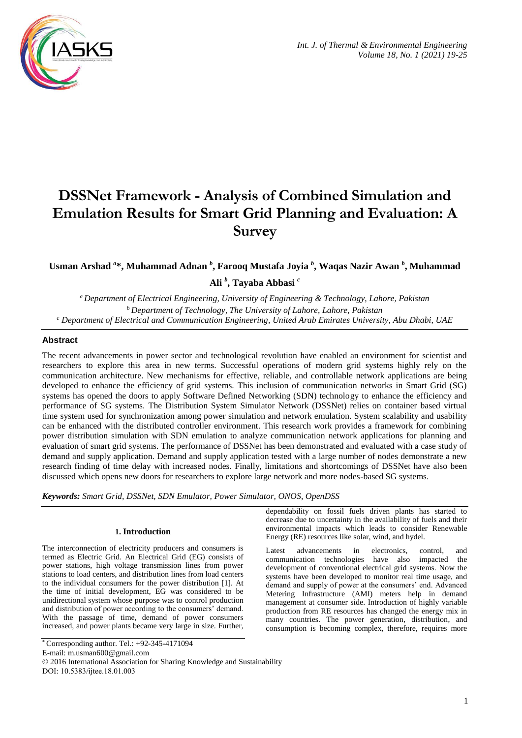# DSSNet Framework - Analysis of Combined Simulation and Emulation Results for Smart Grid Planning and Evaluation: A Survey

**Usman Arshad [a]*, Muhammad Adnan [b], Farooq Mustafa Joyia [b], Waqas Nazir Awan [b], Muhammad Ali [b], Tayaba Abbasi [c]**

[a] *Department of Electrical Engineering, University of Engineering & Technology, Lahore, Pakistan*
[b] *Department of Technology, The University of Lahore, Lahore, Pakistan*
[c] *Department of Electrical and Communication Engineering, United Arab Emirates University, Abu Dhabi, UAE*

## Abstract

The recent advancements in power sector and technological revolution have enabled an environment for scientist and researchers to explore this area in new terms. Successful operations of modern grid systems highly rely on the communication architecture. New mechanisms for effective, reliable, and controllable network applications are being developed to enhance the efficiency of grid systems. This inclusion of communication networks in Smart Grid (SG) systems has opened the doors to apply Software Defined Networking (SDN) technology to enhance the efficiency and performance of SG systems. The Distribution System Simulator Network (DSSNet) relies on container based virtual time system used for synchronization among power simulation and network emulation. System scalability and usability can be enhanced with the distributed controller environment. This research work provides a framework for combining power distribution simulation with SDN emulation to analyze communication network applications for planning and evaluation of smart grid systems. The performance of DSSNet has been demonstrated and evaluated with a case study of demand and supply application. Demand and supply application tested with a large number of nodes demonstrate a new research finding of time delay with increased nodes. Finally, limitations and shortcomings of DSSNet have also been discussed which opens new doors for researchers to explore large network and more nodes-based SG systems.

*Keywords: Smart Grid, DSSNet, SDN Emulator, Power Simulator, ONOS, OpenDSS*

## 1. Introduction

The interconnection of electricity producers and consumers is termed as Electric Grid. An Electrical Grid (EG) consists of power stations, high voltage transmission lines from power stations to load centers, and distribution lines from load centers to the individual consumers for the power distribution [1]. At the time of initial development, EG was considered to be unidirectional system whose purpose was to control production and distribution of power according to the consumers' demand. With the passage of time, demand of power consumers increased, and power plants became very large in size. Further, dependability on fossil fuels driven plants has started to decrease due to uncertainty in the availability of fuels and their environmental impacts which leads to consider Renewable Energy (RE) resources like solar, wind, and hydel.

Latest advancements in electronics, control, and communication technologies have also impacted the development of conventional electrical grid systems. Now the systems have been developed to monitor real time usage, and demand and supply of power at the consumers' end. Advanced Metering Infrastructure (AMI) meters help in demand management at consumer side. Introduction of highly variable production from RE resources has changed the energy mix in many countries. The power generation, distribution, and consumption is becoming complex, therefore, requires more

* Corresponding author. Tel.: +92-345-4171094
E-mail: m.usman600@gmail.com
© 2016 International Association for Sharing Knowledge and Sustainability
DOI: 10.5383/ijtee.18.01.003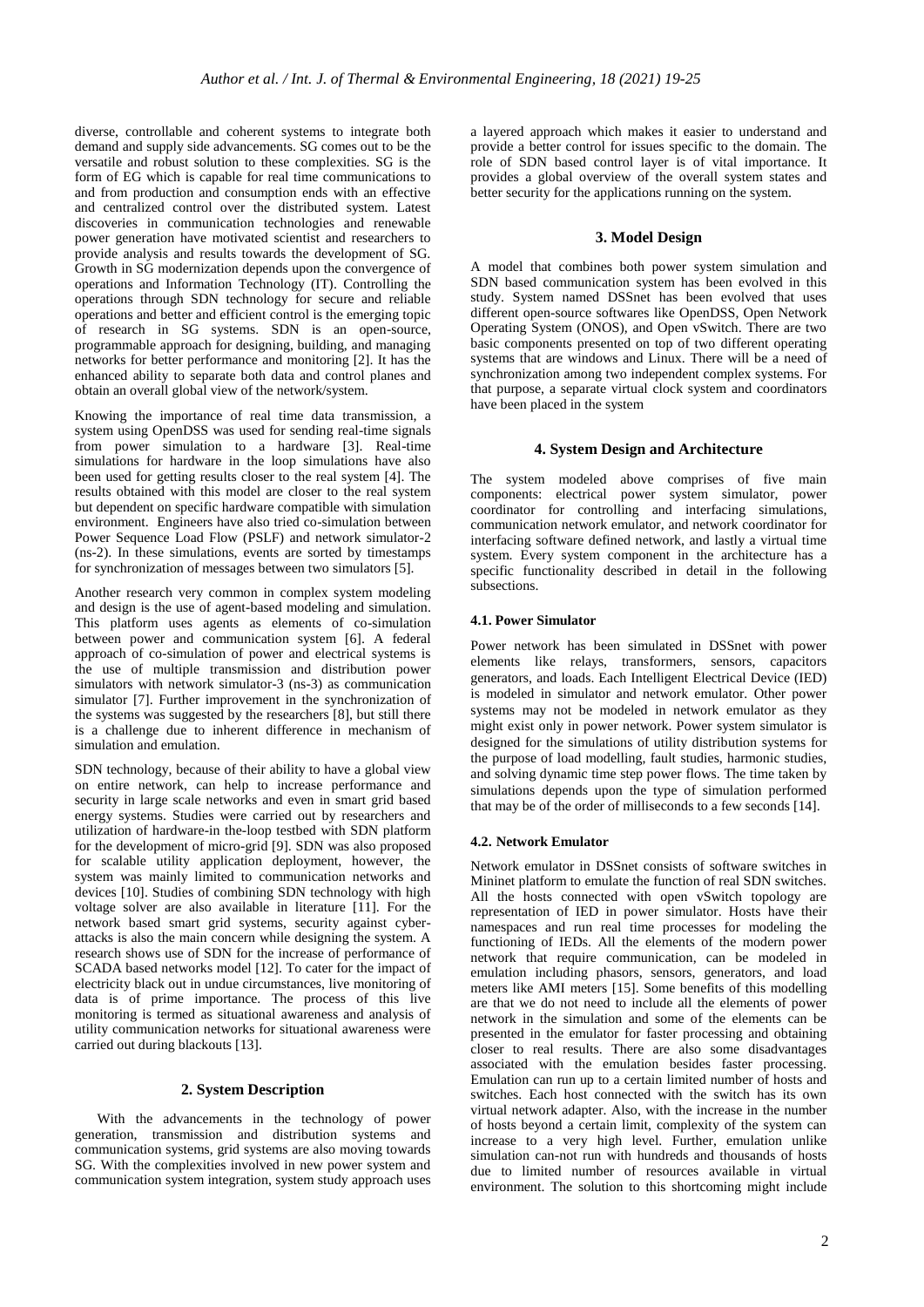diverse, controllable and coherent systems to integrate both demand and supply side advancements. SG comes out to be the versatile and robust solution to these complexities. SG is the form of EG which is capable for real time communications to and from production and consumption ends with an effective and centralized control over the distributed system. Latest discoveries in communication technologies and renewable power generation have motivated scientist and researchers to provide analysis and results towards the development of SG. Growth in SG modernization depends upon the convergence of operations and Information Technology (IT). Controlling the operations through SDN technology for secure and reliable operations and better and efficient control is the emerging topic of research in SG systems. SDN is an open-source, programmable approach for designing, building, and managing networks for better performance and monitoring [2]. It has the enhanced ability to separate both data and control planes and obtain an overall global view of the network/system.

Knowing the importance of real time data transmission, a system using OpenDSS was used for sending real-time signals from power simulation to a hardware [3]. Real-time simulations for hardware in the loop simulations have also been used for getting results closer to the real system [4]. The results obtained with this model are closer to the real system but dependent on specific hardware compatible with simulation environment. Engineers have also tried co-simulation between Power Sequence Load Flow (PSLF) and network simulator-2 (ns-2). In these simulations, events are sorted by timestamps for synchronization of messages between two simulators [5].

Another research very common in complex system modeling and design is the use of agent-based modeling and simulation. This platform uses agents as elements of co-simulation between power and communication system [6]. A federal approach of co-simulation of power and electrical systems is the use of multiple transmission and distribution power simulators with network simulator-3 (ns-3) as communication simulator [7]. Further improvement in the synchronization of the systems was suggested by the researchers [8], but still there is a challenge due to inherent difference in mechanism of simulation and emulation.

SDN technology, because of their ability to have a global view on entire network, can help to increase performance and security in large scale networks and even in smart grid based energy systems. Studies were carried out by researchers and utilization of hardware-in the-loop testbed with SDN platform for the development of micro-grid [9]. SDN was also proposed for scalable utility application deployment, however, the system was mainly limited to communication networks and devices [10]. Studies of combining SDN technology with high voltage solver are also available in literature [11]. For the network based smart grid systems, security against cyber-attacks is also the main concern while designing the system. A research shows use of SDN for the increase of performance of SCADA based networks model [12]. To cater for the impact of electricity black out in undue circumstances, live monitoring of data is of prime importance. The process of this live monitoring is termed as situational awareness and analysis of utility communication networks for situational awareness were carried out during blackouts [13].

## 2. System Description

With the advancements in the technology of power generation, transmission and distribution systems and communication systems, grid systems are also moving towards SG. With the complexities involved in new power system and communication system integration, system study approach uses a layered approach which makes it easier to understand and provide a better control for issues specific to the domain. The role of SDN based control layer is of vital importance. It provides a global overview of the overall system states and better security for the applications running on the system.

## 3. Model Design

A model that combines both power system simulation and SDN based communication system has been evolved in this study. System named DSSnet has been evolved that uses different open-source softwares like OpenDSS, Open Network Operating System (ONOS), and Open vSwitch. There are two basic components presented on top of two different operating systems that are windows and Linux. There will be a need of synchronization among two independent complex systems. For that purpose, a separate virtual clock system and coordinators have been placed in the system

## 4. System Design and Architecture

The system modeled above comprises of five main components: electrical power system simulator, power coordinator for controlling and interfacing simulations, communication network emulator, and network coordinator for interfacing software defined network, and lastly a virtual time system. Every system component in the architecture has a specific functionality described in detail in the following subsections.

### 4.1. Power Simulator

Power network has been simulated in DSSnet with power elements like relays, transformers, sensors, capacitors generators, and loads. Each Intelligent Electrical Device (IED) is modeled in simulator and network emulator. Other power systems may not be modeled in network emulator as they might exist only in power network. Power system simulator is designed for the purpose of the simulations of utility distribution systems for the purpose of load modelling, fault studies, harmonic studies, and solving dynamic time step power flows. The time taken by simulations depends upon the type of simulation performed that may be of the order of milliseconds to a few seconds [14].

### 4.2. Network Emulator

Network emulator in DSSnet consists of software switches in Mininet platform to emulate the function of real SDN switches. All the hosts connected with open vSwitch topology are representation of IED in power simulator. Hosts have their namespaces and run real time processes for modeling the functioning of IEDs. All the elements of the modern power network that require communication, can be modeled in emulation including phasors, sensors, generators, and load meters like AMI meters [15]. Some benefits of this modelling are that we do not need to include all the elements of power network in the simulation and some of the elements can be presented in the emulator for faster processing and obtaining closer to real results. There are also some disadvantages associated with the emulation besides faster processing. Emulation can run up to a certain limited number of hosts and switches. Each host connected with the switch has its own virtual network adapter. Also, with the increase in the number of hosts beyond a certain limit, complexity of the system can increase to a very high level. Further, emulation unlike simulation can-not run with hundreds and thousands of hosts due to limited number of resources available in virtual environment. The solution to this shortcoming might include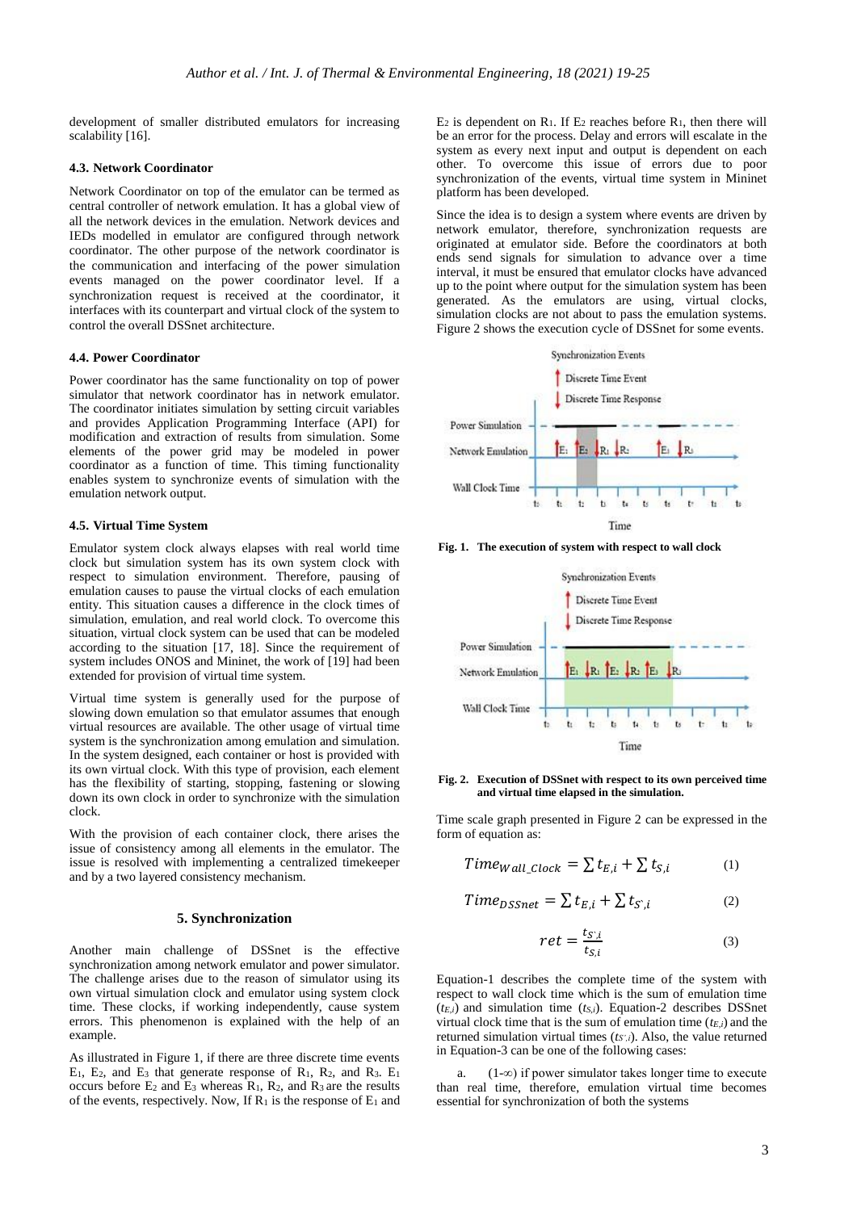development of smaller distributed emulators for increasing scalability [16].

### 4.3. Network Coordinator

Network Coordinator on top of the emulator can be termed as central controller of network emulation. It has a global view of all the network devices in the emulation. Network devices and IEDs modelled in emulator are configured through network coordinator. The other purpose of the network coordinator is the communication and interfacing of the power simulation events managed on the power coordinator level. If a synchronization request is received at the coordinator, it interfaces with its counterpart and virtual clock of the system to control the overall DSSnet architecture.

### 4.4. Power Coordinator

Power coordinator has the same functionality on top of power simulator that network coordinator has in network emulator. The coordinator initiates simulation by setting circuit variables and provides Application Programming Interface (API) for modification and extraction of results from simulation. Some elements of the power grid may be modeled in power coordinator as a function of time. This timing functionality enables system to synchronize events of simulation with the emulation network output.

### 4.5. Virtual Time System

Emulator system clock always elapses with real world time clock but simulation system has its own system clock with respect to simulation environment. Therefore, pausing of emulation causes to pause the virtual clocks of each emulation entity. This situation causes a difference in the clock times of simulation, emulation, and real world clock. To overcome this situation, virtual clock system can be used that can be modeled according to the situation [17, 18]. Since the requirement of system includes ONOS and Mininet, the work of [19] had been extended for provision of virtual time system.

Virtual time system is generally used for the purpose of slowing down emulation so that emulator assumes that enough virtual resources are available. The other usage of virtual time system is the synchronization among emulation and simulation. In the system designed, each container or host is provided with its own virtual clock. With this type of provision, each element has the flexibility of starting, stopping, fastening or slowing down its own clock in order to synchronize with the simulation clock.

With the provision of each container clock, there arises the issue of consistency among all elements in the emulator. The issue is resolved with implementing a centralized timekeeper and by a two layered consistency mechanism.

## 5. Synchronization

Another main challenge of DSSnet is the effective synchronization among network emulator and power simulator. The challenge arises due to the reason of simulator using its own virtual simulation clock and emulator using system clock time. These clocks, if working independently, cause system errors. This phenomenon is explained with the help of an example.

As illustrated in Figure 1, if there are three discrete time events $E_1$, $E_2$, and $E_3$ that generate response of $R_1$, $R_2$, and $R_3$. $E_1$ occurs before $E_2$ and $E_3$ whereas $R_1$, $R_2$, and $R_3$ are the results of the events, respectively. Now, If $R_1$ is the response of $E_1$ and $E_2$ is dependent on $R_1$. If $E_2$ reaches before $R_1$, then there will be an error for the process. Delay and errors will escalate in the system as every next input and output is dependent on each other. To overcome this issue of errors due to poor synchronization of the events, virtual time system in Mininet platform has been developed.

Since the idea is to design a system where events are driven by network emulator, therefore, synchronization requests are originated at emulator side. Before the coordinators at both ends send signals for simulation to advance over a time interval, it must be ensured that emulator clocks have advanced up to the point where output for the simulation system has been generated. As the emulators are using, virtual clocks, simulation clocks are not about to pass the emulation systems. Figure 2 shows the execution cycle of DSSnet for some events.

**Fig. 1. The execution of system with respect to wall clock**

**Fig. 2. Execution of DSSnet with respect to its own perceived time and virtual time elapsed in the simulation.**

Time scale graph presented in Figure 2 can be expressed in the form of equation as:

$$Time_{Wall\_Clock} = \sum t_{E,i} + \sum t_{S,i} \tag{1}$$

$$Time_{DSSnet} = \sum t_{E,i} + \sum t_{S',i} \tag{2}$$

$$ret = \frac{t_{S',i}}{t_{S,i}} \tag{3}$$

Equation-1 describes the complete time of the system with respect to wall clock time which is the sum of emulation time ($t_{E,i}$) and simulation time ($t_{S,i}$). Equation-2 describes DSSnet virtual clock time that is the sum of emulation time ($t_{E,i}$) and the returned simulation virtual times ($t_{S',i}$). Also, the value returned in Equation-3 can be one of the following cases:

a. (1-∞) if power simulator takes longer time to execute than real time, therefore, emulation virtual time becomes essential for synchronization of both the systems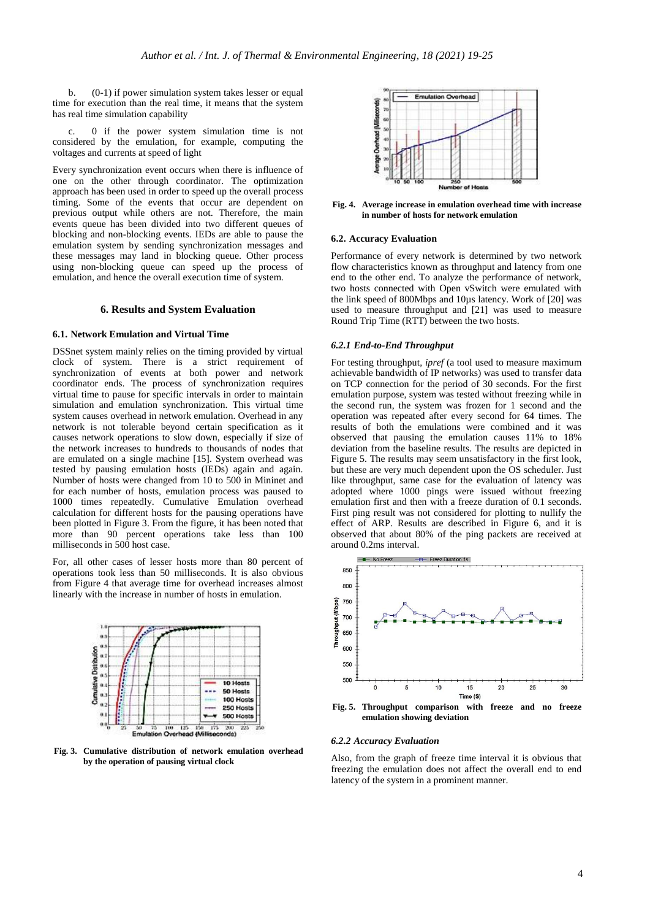b. (0-1) if power simulation system takes lesser or equal time for execution than the real time, it means that the system has real time simulation capability

c. 0 if the power system simulation time is not considered by the emulation, for example, computing the voltages and currents at speed of light

Every synchronization event occurs when there is influence of one on the other through coordinator. The optimization approach has been used in order to speed up the overall process timing. Some of the events that occur are dependent on previous output while others are not. Therefore, the main events queue has been divided into two different queues of blocking and non-blocking events. IEDs are able to pause the emulation system by sending synchronization messages and these messages may land in blocking queue. Other process using non-blocking queue can speed up the process of emulation, and hence the overall execution time of system.

## 6. Results and System Evaluation

### 6.1. Network Emulation and Virtual Time

DSSnet system mainly relies on the timing provided by virtual clock of system. There is a strict requirement of synchronization of events at both power and network coordinator ends. The process of synchronization requires virtual time to pause for specific intervals in order to maintain simulation and emulation synchronization. This virtual time system causes overhead in network emulation. Overhead in any network is not tolerable beyond certain specification as it causes network operations to slow down, especially if size of the network increases to hundreds to thousands of nodes that are emulated on a single machine [15]. System overhead was tested by pausing emulation hosts (IEDs) again and again. Number of hosts were changed from 10 to 500 in Mininet and for each number of hosts, emulation process was paused to 1000 times repeatedly. Cumulative Emulation overhead calculation for different hosts for the pausing operations have been plotted in Figure 3. From the figure, it has been noted that more than 90 percent operations take less than 100 milliseconds in 500 host case.

For, all other cases of lesser hosts more than 80 percent of operations took less than 50 milliseconds. It is also obvious from Figure 4 that average time for overhead increases almost linearly with the increase in number of hosts in emulation.

**Fig. 3. Cumulative distribution of network emulation overhead by the operation of pausing virtual clock**

**Fig. 4. Average increase in emulation overhead time with increase in number of hosts for network emulation**

### 6.2. Accuracy Evaluation

Performance of every network is determined by two network flow characteristics known as throughput and latency from one end to the other end. To analyze the performance of network, two hosts connected with Open vSwitch were emulated with the link speed of 800Mbps and 10µs latency. Work of [20] was used to measure throughput and [21] was used to measure Round Trip Time (RTT) between the two hosts.

#### *6.2.1 End-to-End Throughput*

For testing throughput, *ipref* (a tool used to measure maximum achievable bandwidth of IP networks) was used to transfer data on TCP connection for the period of 30 seconds. For the first emulation purpose, system was tested without freezing while in the second run, the system was frozen for 1 second and the operation was repeated after every second for 64 times. The results of both the emulations were combined and it was observed that pausing the emulation causes 11% to 18% deviation from the baseline results. The results are depicted in Figure 5. The results may seem unsatisfactory in the first look, but these are very much dependent upon the OS scheduler. Just like throughput, same case for the evaluation of latency was adopted where 1000 pings were issued without freezing emulation first and then with a freeze duration of 0.1 seconds. First ping result was not considered for plotting to nullify the effect of ARP. Results are described in Figure 6, and it is observed that about 80% of the ping packets are received at around 0.2ms interval.

**Fig. 5. Throughput comparison with freeze and no freeze emulation showing deviation**

#### *6.2.2 Accuracy Evaluation*

Also, from the graph of freeze time interval it is obvious that freezing the emulation does not affect the overall end to end latency of the system in a prominent manner.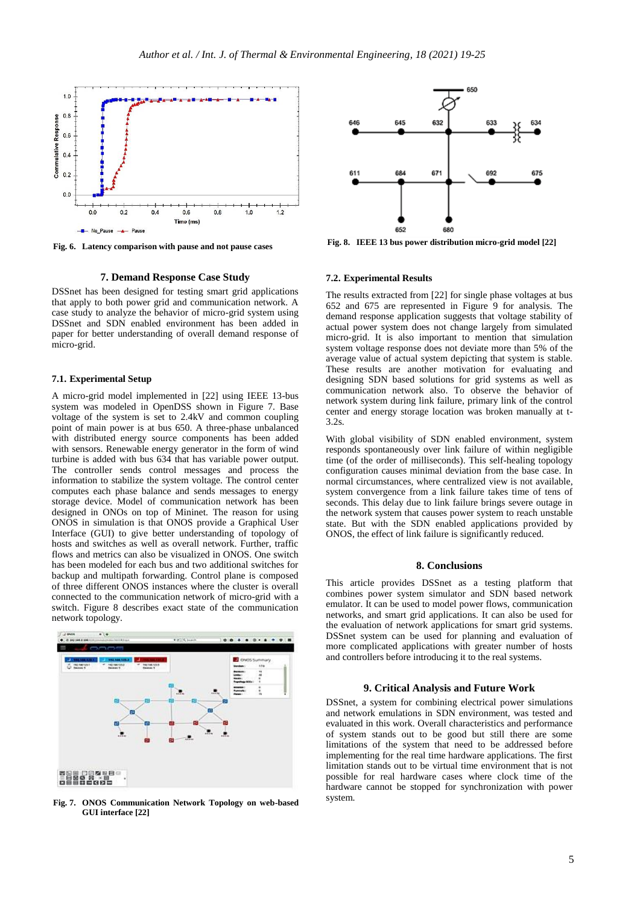Fig. 6. Latency comparison with pause and not pause cases

## 7. Demand Response Case Study

DSSnet has been designed for testing smart grid applications that apply to both power grid and communication network. A case study to analyze the behavior of micro-grid system using DSSnet and SDN enabled environment has been added in paper for better understanding of overall demand response of micro-grid.

### 7.1. Experimental Setup

A micro-grid model implemented in [22] using IEEE 13-bus system was modeled in OpenDSS shown in Figure 7. Base voltage of the system is set to 2.4kV and common coupling point of main power is at bus 650. A three-phase unbalanced with distributed energy source components has been added with sensors. Renewable energy generator in the form of wind turbine is added with bus 634 that has variable power output. The controller sends control messages and process the information to stabilize the system voltage. The control center computes each phase balance and sends messages to energy storage device. Model of communication network has been designed in ONOs on top of Mininet. The reason for using ONOS in simulation is that ONOS provide a Graphical User Interface (GUI) to give better understanding of topology of hosts and switches as well as overall network. Further, traffic flows and metrics can also be visualized in ONOS. One switch has been modeled for each bus and two additional switches for backup and multipath forwarding. Control plane is composed of three different ONOS instances where the cluster is overall connected to the communication network of micro-grid with a switch. Figure 8 describes exact state of the communication network topology.

Fig. 7. ONOS Communication Network Topology on web-based GUI interface [22]

Fig. 8. IEEE 13 bus power distribution micro-grid model [22]

### 7.2. Experimental Results

The results extracted from [22] for single phase voltages at bus 652 and 675 are represented in Figure 9 for analysis. The demand response application suggests that voltage stability of actual power system does not change largely from simulated micro-grid. It is also important to mention that simulation system voltage response does not deviate more than 5% of the average value of actual system depicting that system is stable. These results are another motivation for evaluating and designing SDN based solutions for grid systems as well as communication network also. To observe the behavior of network system during link failure, primary link of the control center and energy storage location was broken manually at t-3.2s.

With global visibility of SDN enabled environment, system responds spontaneously over link failure of within negligible time (of the order of milliseconds). This self-healing topology configuration causes minimal deviation from the base case. In normal circumstances, where centralized view is not available, system convergence from a link failure takes time of tens of seconds. This delay due to link failure brings severe outage in the network system that causes power system to reach unstable state. But with the SDN enabled applications provided by ONOS, the effect of link failure is significantly reduced.

## 8. Conclusions

This article provides DSSnet as a testing platform that combines power system simulator and SDN based network emulator. It can be used to model power flows, communication networks, and smart grid applications. It can also be used for the evaluation of network applications for smart grid systems. DSSnet system can be used for planning and evaluation of more complicated applications with greater number of hosts and controllers before introducing it to the real systems.

## 9. Critical Analysis and Future Work

DSSnet, a system for combining electrical power simulations and network emulations in SDN environment, was tested and evaluated in this work. Overall characteristics and performance of system stands out to be good but still there are some limitations of the system that need to be addressed before implementing for the real time hardware applications. The first limitation stands out to be virtual time environment that is not possible for real hardware cases where clock time of the hardware cannot be stopped for synchronization with power system.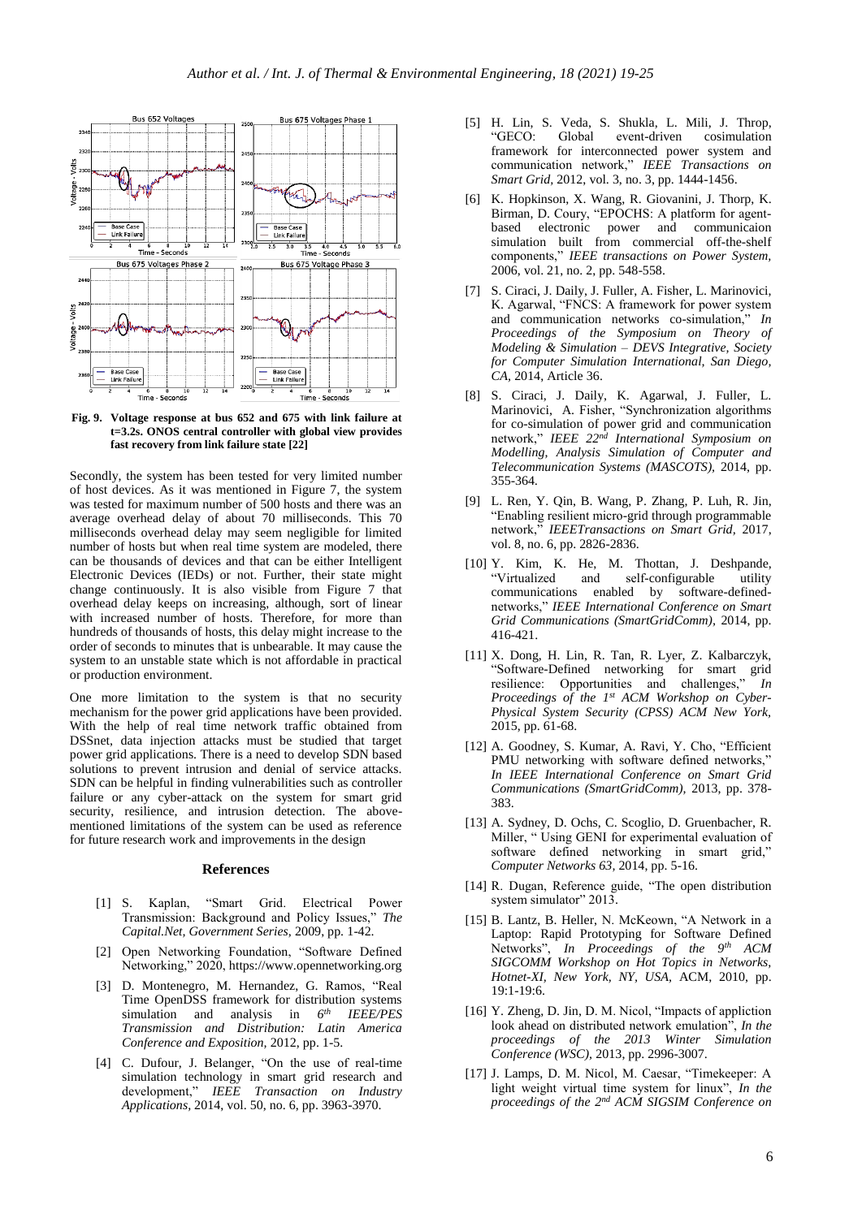**Fig. 9. Voltage response at bus 652 and 675 with link failure at t=3.2s. ONOS central controller with global view provides fast recovery from link failure state [22]**

Secondly, the system has been tested for very limited number of host devices. As it was mentioned in Figure 7, the system was tested for maximum number of 500 hosts and there was an average overhead delay of about 70 milliseconds. This 70 milliseconds overhead delay may seem negligible for limited number of hosts but when real time system are modeled, there can be thousands of devices and that can be either Intelligent Electronic Devices (IEDs) or not. Further, their state might change continuously. It is also visible from Figure 7 that overhead delay keeps on increasing, although, sort of linear with increased number of hosts. Therefore, for more than hundreds of thousands of hosts, this delay might increase to the order of seconds to minutes that is unbearable. It may cause the system to an unstable state which is not affordable in practical or production environment.

One more limitation to the system is that no security mechanism for the power grid applications have been provided. With the help of real time network traffic obtained from DSSnet, data injection attacks must be studied that target power grid applications. There is a need to develop SDN based solutions to prevent intrusion and denial of service attacks. SDN can be helpful in finding vulnerabilities such as controller failure or any cyber-attack on the system for smart grid security, resilience, and intrusion detection. The above-mentioned limitations of the system can be used as reference for future research work and improvements in the design

## References

[1] S. Kaplan, "Smart Grid. Electrical Power Transmission: Background and Policy Issues," *The Capital.Net, Government Series,* 2009, pp. 1-42.

[2] Open Networking Foundation, "Software Defined Networking," 2020, https://www.opennetworking.org

[3] D. Montenegro, M. Hernandez, G. Ramos, "Real Time OpenDSS framework for distribution systems simulation and analysis in *6th IEEE/PES Transmission and Distribution: Latin America Conference and Exposition,* 2012, pp. 1-5.

[4] C. Dufour, J. Belanger, "On the use of real-time simulation technology in smart grid research and development," *IEEE Transaction on Industry Applications*, 2014, vol. 50, no. 6, pp. 3963-3970.

[5] H. Lin, S. Veda, S. Shukla, L. Mili, J. Throp, "GECO: Global event-driven cosimulation framework for interconnected power system and communication network," *IEEE Transactions on Smart Grid,* 2012, vol. 3, no. 3, pp. 1444-1456.

[6] K. Hopkinson, X. Wang, R. Giovanini, J. Thorp, K. Birman, D. Coury, "EPOCHS: A platform for agent-based electronic power and communicaion simulation built from commercial off-the-shelf components," *IEEE transactions on Power System,* 2006, vol. 21, no. 2, pp. 548-558.

[7] S. Ciraci, J. Daily, J. Fuller, A. Fisher, L. Marinovici, K. Agarwal, "FNCS: A framework for power system and communication networks co-simulation," *In Proceedings of the Symposium on Theory of Modeling & Simulation – DEVS Integrative, Society for Computer Simulation International, San Diego, CA*, 2014, Article 36.

[8] S. Ciraci, J. Daily, K. Agarwal, J. Fuller, L. Marinovici, A. Fisher, "Synchronization algorithms for co-simulation of power grid and communication network," *IEEE 22nd International Symposium on Modelling, Analysis Simulation of Computer and Telecommunication Systems (MASCOTS),* 2014, pp. 355-364.

[9] L. Ren, Y. Qin, B. Wang, P. Zhang, P. Luh, R. Jin, "Enabling resilient micro-grid through programmable network," *IEEETransactions on Smart Grid,* 2017, vol. 8, no. 6, pp. 2826-2836.

[10] Y. Kim, K. He, M. Thottan, J. Deshpande, "Virtualized and self-configurable utility communications enabled by software-defined-networks," *IEEE International Conference on Smart Grid Communications (SmartGridComm)*, 2014, pp. 416-421.

[11] X. Dong, H. Lin, R. Tan, R. Lyer, Z. Kalbarczyk, "Software-Defined networking for smart grid resilience: Opportunities and challenges," *In Proceedings of the 1st ACM Workshop on Cyber-Physical System Security (CPSS) ACM New York,* 2015, pp. 61-68.

[12] A. Goodney, S. Kumar, A. Ravi, Y. Cho, "Efficient PMU networking with software defined networks," *In IEEE International Conference on Smart Grid Communications (SmartGridComm),* 2013, pp. 378-383.

[13] A. Sydney, D. Ochs, C. Scoglio, D. Gruenbacher, R. Miller, " Using GENI for experimental evaluation of software defined networking in smart grid," *Computer Networks 63,* 2014, pp. 5-16.

[14] R. Dugan, Reference guide, "The open distribution system simulator" 2013.

[15] B. Lantz, B. Heller, N. McKeown, "A Network in a Laptop: Rapid Prototyping for Software Defined Networks", *In Proceedings of the 9th ACM SIGCOMM Workshop on Hot Topics in Networks, Hotnet-XI, New York, NY, USA*, ACM, 2010, pp. 19:1-19:6.

[16] Y. Zheng, D. Jin, D. M. Nicol, "Impacts of appliction look ahead on distributed network emulation", *In the proceedings of the 2013 Winter Simulation Conference (WSC)*, 2013, pp. 2996-3007.

[17] J. Lamps, D. M. Nicol, M. Caesar, "Timekeeper: A light weight virtual time system for linux", *In the proceedings of the 2nd ACM SIGSIM Conference on*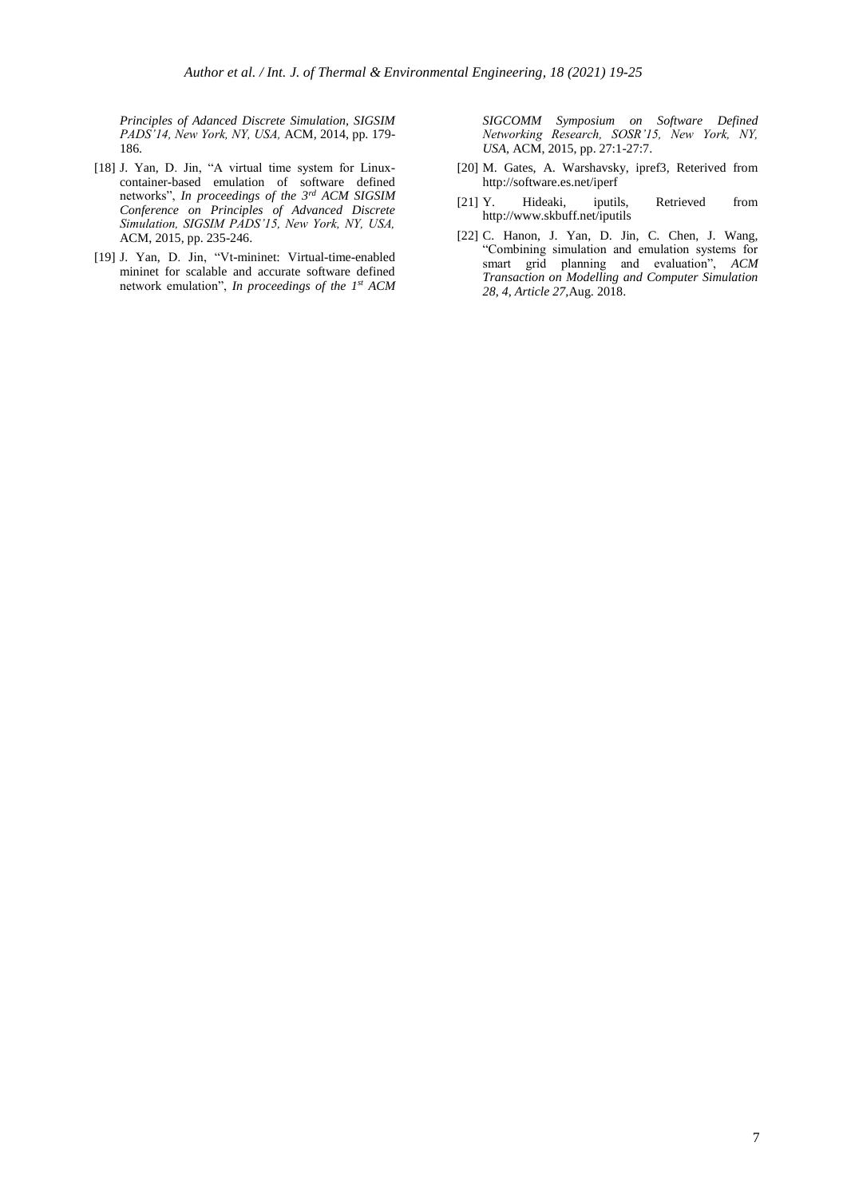*Principles of Adanced Discrete Simulation, SIGSIM PADS'14, New York, NY, USA,* ACM, 2014, pp. 179-186.

[18] J. Yan, D. Jin, "A virtual time system for Linux-container-based emulation of software defined networks", *In proceedings of the 3rd ACM SIGSIM Conference on Principles of Advanced Discrete Simulation, SIGSIM PADS'15, New York, NY, USA,* ACM, 2015, pp. 235-246.

[19] J. Yan, D. Jin, "Vt-mininet: Virtual-time-enabled mininet for scalable and accurate software defined network emulation", *In proceedings of the 1st ACM SIGCOMM Symposium on Software Defined Networking Research, SOSR'15, New York, NY, USA,* ACM, 2015, pp. 27:1-27:7.

[20] M. Gates, A. Warshavsky, ipref3, Reterived from http://software.es.net/iperf

[21] Y. Hideaki, iputils, Retrieved from http://www.skbuff.net/iputils

[22] C. Hanon, J. Yan, D. Jin, C. Chen, J. Wang, "Combining simulation and emulation systems for smart grid planning and evaluation", *ACM Transaction on Modelling and Computer Simulation 28, 4, Article 27,*Aug. 2018.